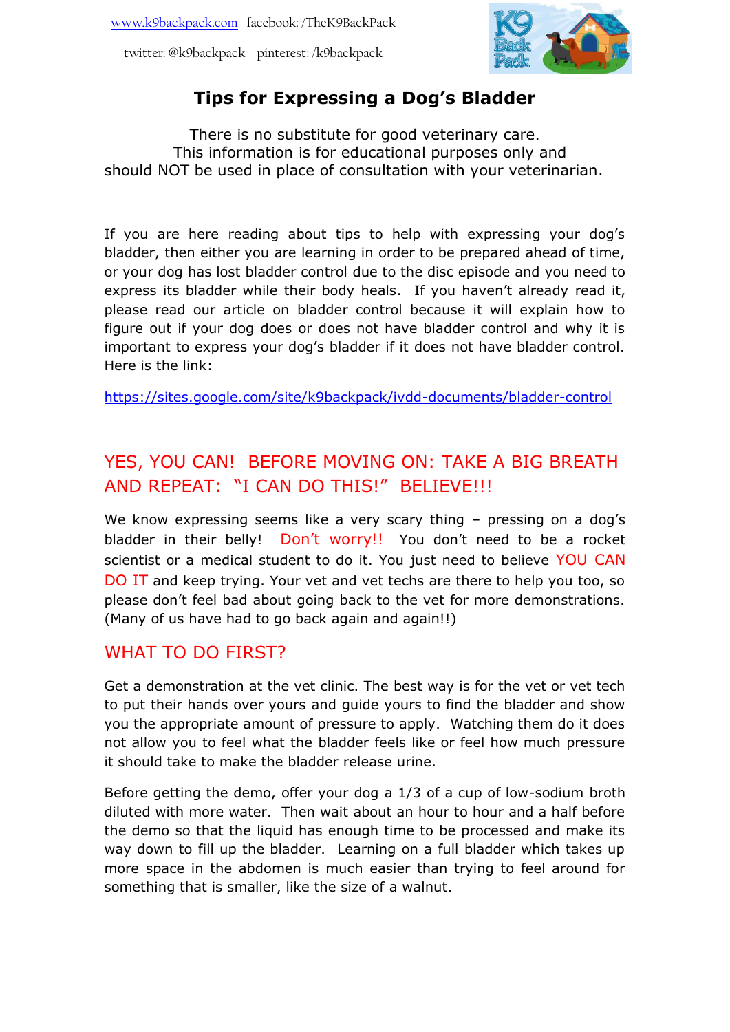www.k9backpack.com facebook: /TheK9BackPack

twitter: @k9backpack pinterest: /k9backpack

# Tips for Expressing a Dog's Bladder

There is no substitute for good veterinary care.
This information is for educational purposes only and
should NOT be used in place of consultation with your veterinarian.

If you are here reading about tips to help with expressing your dog's bladder, then either you are learning in order to be prepared ahead of time, or your dog has lost bladder control due to the disc episode and you need to express its bladder while their body heals. If you haven't already read it, please read our article on bladder control because it will explain how to figure out if your dog does or does not have bladder control and why it is important to express your dog's bladder if it does not have bladder control. Here is the link:

https://sites.google.com/site/k9backpack/ivdd-documents/bladder-control

## YES, YOU CAN! BEFORE MOVING ON: TAKE A BIG BREATH AND REPEAT: "I CAN DO THIS!" BELIEVE!!!

We know expressing seems like a very scary thing – pressing on a dog's bladder in their belly! Don't worry!! You don't need to be a rocket scientist or a medical student to do it. You just need to believe YOU CAN DO IT and keep trying. Your vet and vet techs are there to help you too, so please don't feel bad about going back to the vet for more demonstrations. (Many of us have had to go back again and again!!)

## WHAT TO DO FIRST?

Get a demonstration at the vet clinic. The best way is for the vet or vet tech to put their hands over yours and guide yours to find the bladder and show you the appropriate amount of pressure to apply. Watching them do it does not allow you to feel what the bladder feels like or feel how much pressure it should take to make the bladder release urine.

Before getting the demo, offer your dog a 1/3 of a cup of low-sodium broth diluted with more water. Then wait about an hour to hour and a half before the demo so that the liquid has enough time to be processed and make its way down to fill up the bladder. Learning on a full bladder which takes up more space in the abdomen is much easier than trying to feel around for something that is smaller, like the size of a walnut.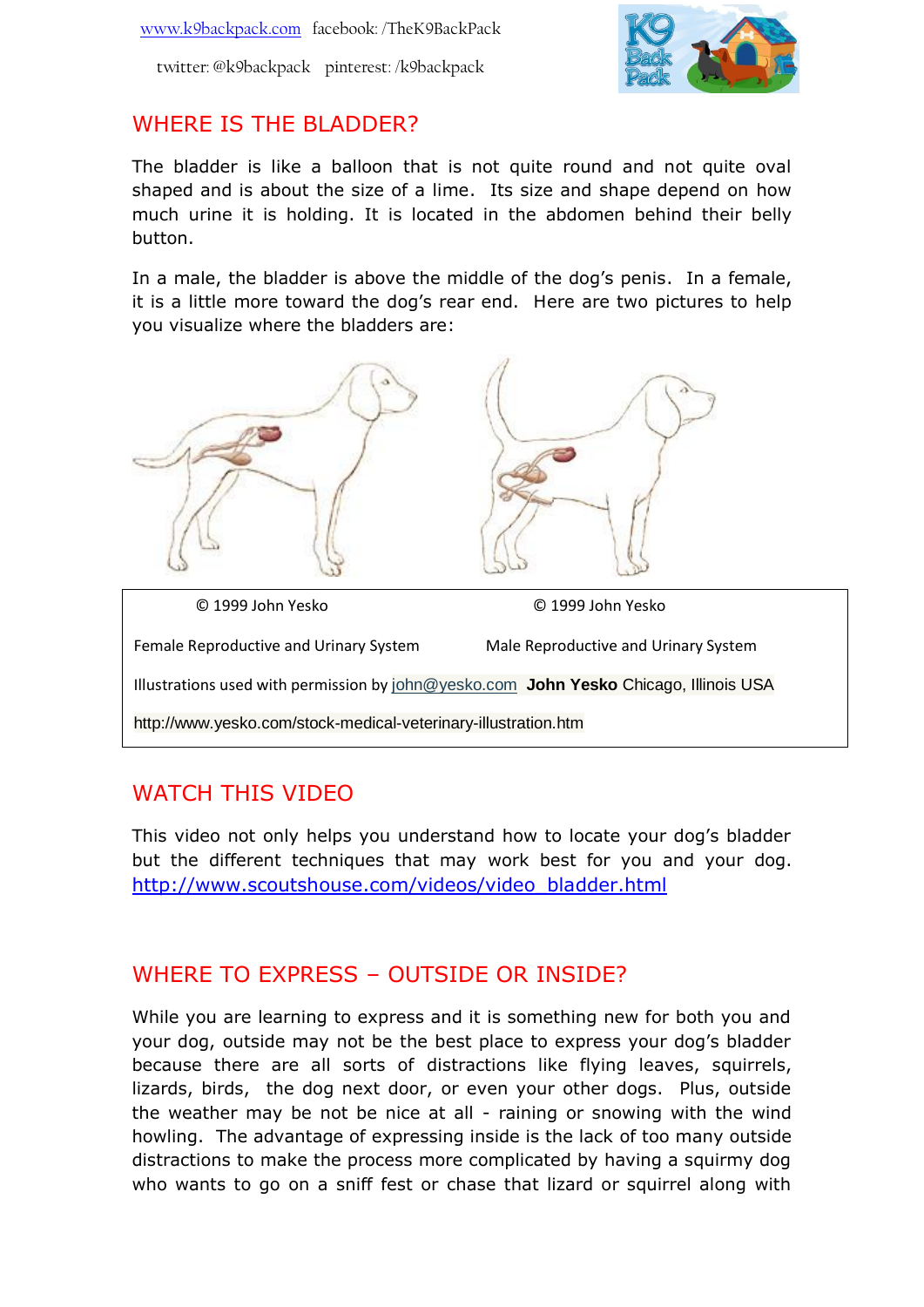www.k9backpack.com facebook: /TheK9BackPack

twitter: @k9backpack pinterest: /k9backpack

## WHERE IS THE BLADDER?

The bladder is like a balloon that is not quite round and not quite oval shaped and is about the size of a lime. Its size and shape depend on how much urine it is holding. It is located in the abdomen behind their belly button.

In a male, the bladder is above the middle of the dog's penis. In a female, it is a little more toward the dog's rear end. Here are two pictures to help you visualize where the bladders are:

© 1999 John Yesko

Female Reproductive and Urinary System

© 1999 John Yesko

Male Reproductive and Urinary System

Illustrations used with permission by john@yesko.com **John Yesko** Chicago, Illinois USA

http://www.yesko.com/stock-medical-veterinary-illustration.htm

## WATCH THIS VIDEO

This video not only helps you understand how to locate your dog's bladder but the different techniques that may work best for you and your dog. http://www.scoutshouse.com/videos/video_bladder.html

## WHERE TO EXPRESS – OUTSIDE OR INSIDE?

While you are learning to express and it is something new for both you and your dog, outside may not be the best place to express your dog's bladder because there are all sorts of distractions like flying leaves, squirrels, lizards, birds, the dog next door, or even your other dogs. Plus, outside the weather may be not be nice at all - raining or snowing with the wind howling. The advantage of expressing inside is the lack of too many outside distractions to make the process more complicated by having a squirmy dog who wants to go on a sniff fest or chase that lizard or squirrel along with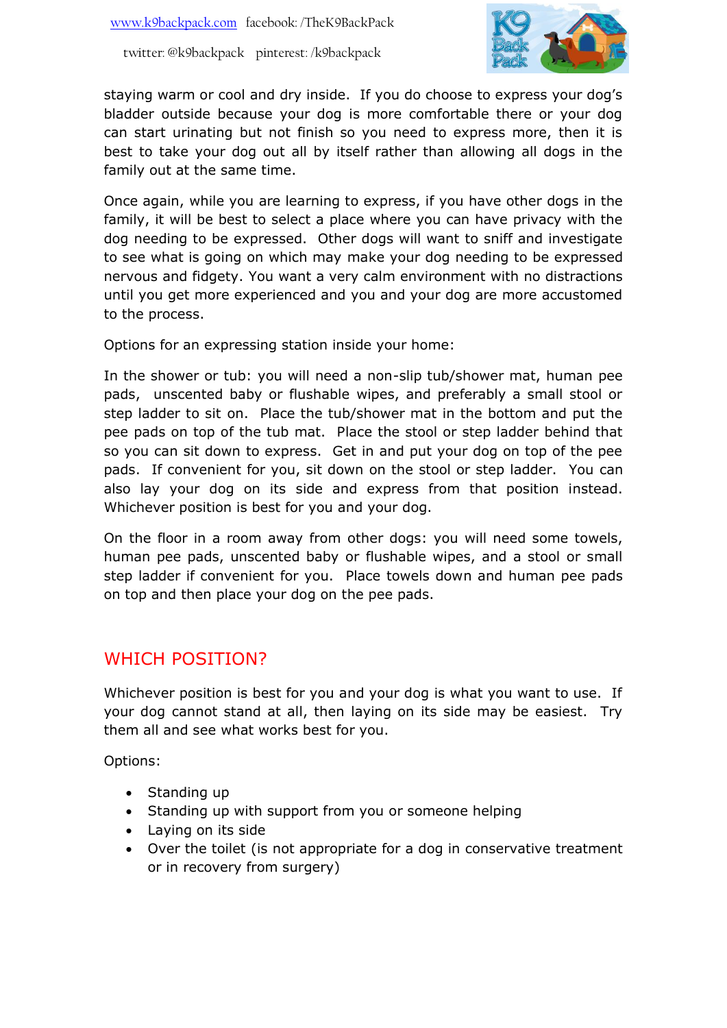staying warm or cool and dry inside. If you do choose to express your dog's bladder outside because your dog is more comfortable there or your dog can start urinating but not finish so you need to express more, then it is best to take your dog out all by itself rather than allowing all dogs in the family out at the same time.

Once again, while you are learning to express, if you have other dogs in the family, it will be best to select a place where you can have privacy with the dog needing to be expressed. Other dogs will want to sniff and investigate to see what is going on which may make your dog needing to be expressed nervous and fidgety. You want a very calm environment with no distractions until you get more experienced and you and your dog are more accustomed to the process.

Options for an expressing station inside your home:

In the shower or tub: you will need a non-slip tub/shower mat, human pee pads, unscented baby or flushable wipes, and preferably a small stool or step ladder to sit on. Place the tub/shower mat in the bottom and put the pee pads on top of the tub mat. Place the stool or step ladder behind that so you can sit down to express. Get in and put your dog on top of the pee pads. If convenient for you, sit down on the stool or step ladder. You can also lay your dog on its side and express from that position instead. Whichever position is best for you and your dog.

On the floor in a room away from other dogs: you will need some towels, human pee pads, unscented baby or flushable wipes, and a stool or small step ladder if convenient for you. Place towels down and human pee pads on top and then place your dog on the pee pads.

## WHICH POSITION?

Whichever position is best for you and your dog is what you want to use. If your dog cannot stand at all, then laying on its side may be easiest. Try them all and see what works best for you.

Options:

- Standing up
- Standing up with support from you or someone helping
- Laying on its side
- Over the toilet (is not appropriate for a dog in conservative treatment or in recovery from surgery)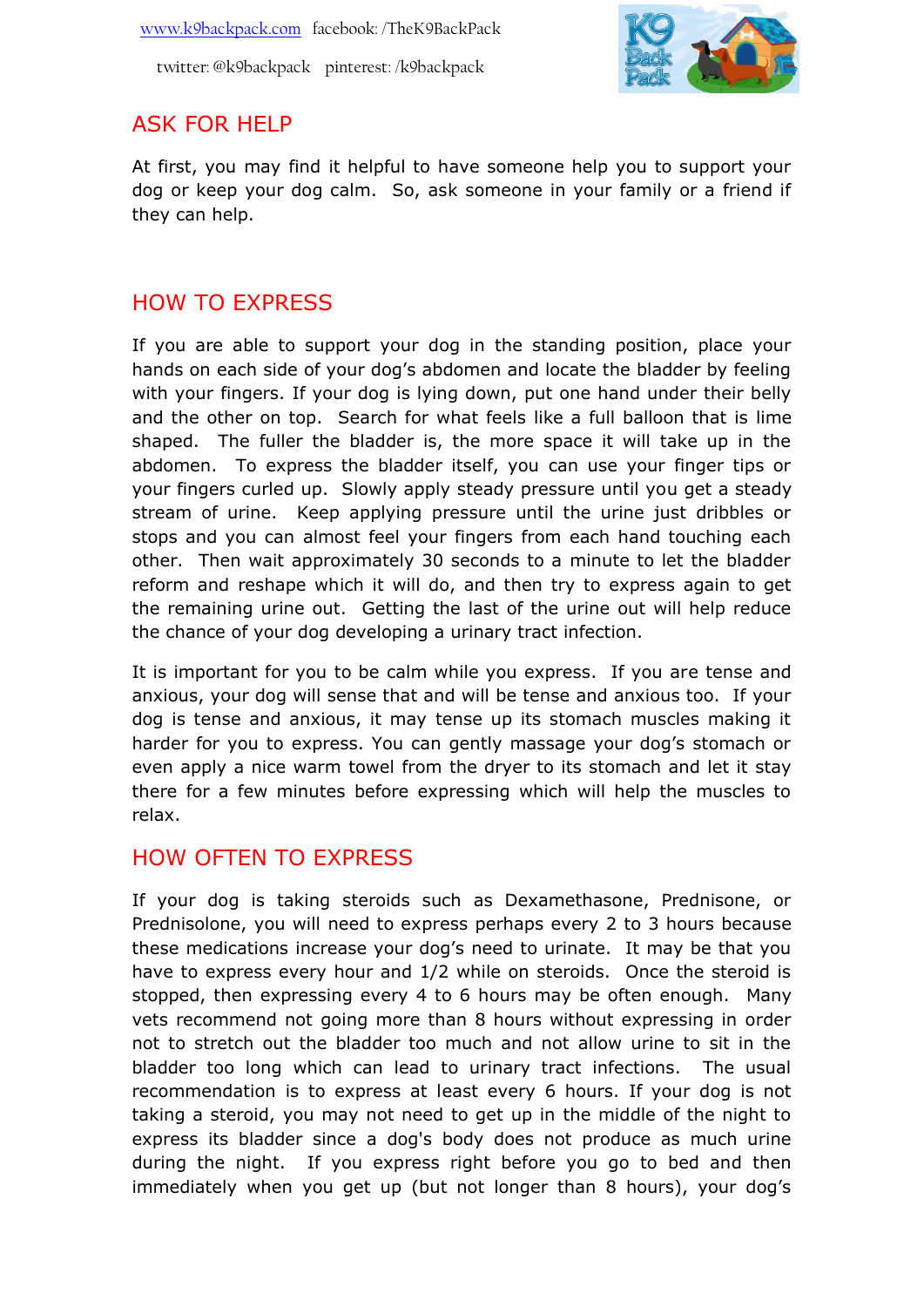## ASK FOR HELP

At first, you may find it helpful to have someone help you to support your dog or keep your dog calm. So, ask someone in your family or a friend if they can help.

## HOW TO EXPRESS

If you are able to support your dog in the standing position, place your hands on each side of your dog's abdomen and locate the bladder by feeling with your fingers. If your dog is lying down, put one hand under their belly and the other on top. Search for what feels like a full balloon that is lime shaped. The fuller the bladder is, the more space it will take up in the abdomen. To express the bladder itself, you can use your finger tips or your fingers curled up. Slowly apply steady pressure until you get a steady stream of urine. Keep applying pressure until the urine just dribbles or stops and you can almost feel your fingers from each hand touching each other. Then wait approximately 30 seconds to a minute to let the bladder reform and reshape which it will do, and then try to express again to get the remaining urine out. Getting the last of the urine out will help reduce the chance of your dog developing a urinary tract infection.

It is important for you to be calm while you express. If you are tense and anxious, your dog will sense that and will be tense and anxious too. If your dog is tense and anxious, it may tense up its stomach muscles making it harder for you to express. You can gently massage your dog's stomach or even apply a nice warm towel from the dryer to its stomach and let it stay there for a few minutes before expressing which will help the muscles to relax.

## HOW OFTEN TO EXPRESS

If your dog is taking steroids such as Dexamethasone, Prednisone, or Prednisolone, you will need to express perhaps every 2 to 3 hours because these medications increase your dog's need to urinate. It may be that you have to express every hour and 1/2 while on steroids. Once the steroid is stopped, then expressing every 4 to 6 hours may be often enough. Many vets recommend not going more than 8 hours without expressing in order not to stretch out the bladder too much and not allow urine to sit in the bladder too long which can lead to urinary tract infections. The usual recommendation is to express at least every 6 hours. If your dog is not taking a steroid, you may not need to get up in the middle of the night to express its bladder since a dog's body does not produce as much urine during the night. If you express right before you go to bed and then immediately when you get up (but not longer than 8 hours), your dog's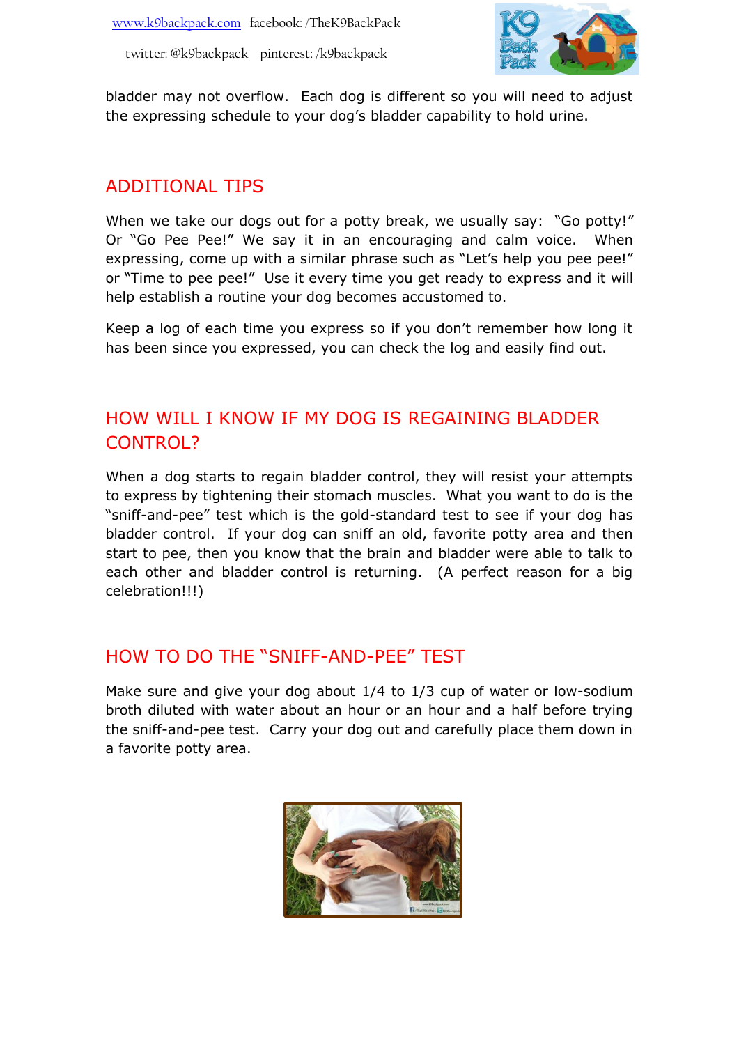bladder may not overflow. Each dog is different so you will need to adjust the expressing schedule to your dog's bladder capability to hold urine.

## ADDITIONAL TIPS

When we take our dogs out for a potty break, we usually say: "Go potty!" Or "Go Pee Pee!" We say it in an encouraging and calm voice. When expressing, come up with a similar phrase such as "Let's help you pee pee!" or "Time to pee pee!" Use it every time you get ready to express and it will help establish a routine your dog becomes accustomed to.

Keep a log of each time you express so if you don't remember how long it has been since you expressed, you can check the log and easily find out.

## HOW WILL I KNOW IF MY DOG IS REGAINING BLADDER CONTROL?

When a dog starts to regain bladder control, they will resist your attempts to express by tightening their stomach muscles. What you want to do is the "sniff-and-pee" test which is the gold-standard test to see if your dog has bladder control. If your dog can sniff an old, favorite potty area and then start to pee, then you know that the brain and bladder were able to talk to each other and bladder control is returning. (A perfect reason for a big celebration!!!)

## HOW TO DO THE "SNIFF-AND-PEE" TEST

Make sure and give your dog about 1/4 to 1/3 cup of water or low-sodium broth diluted with water about an hour or an hour and a half before trying the sniff-and-pee test. Carry your dog out and carefully place them down in a favorite potty area.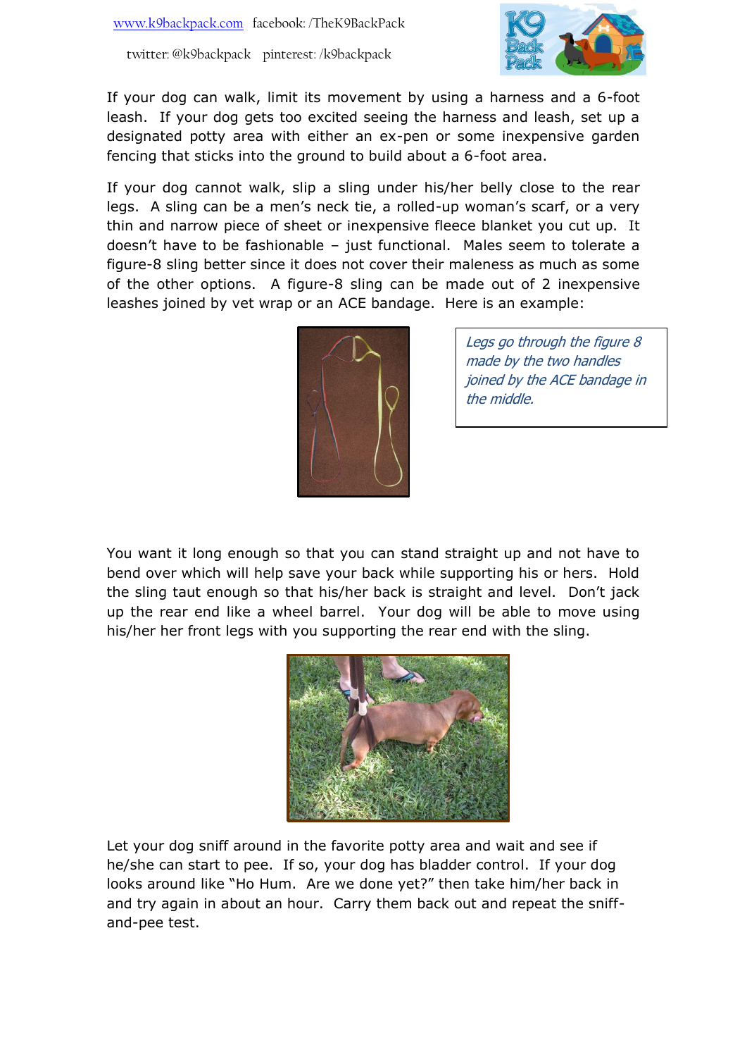If your dog can walk, limit its movement by using a harness and a 6-foot leash. If your dog gets too excited seeing the harness and leash, set up a designated potty area with either an ex-pen or some inexpensive garden fencing that sticks into the ground to build about a 6-foot area.

If your dog cannot walk, slip a sling under his/her belly close to the rear legs. A sling can be a men's neck tie, a rolled-up woman's scarf, or a very thin and narrow piece of sheet or inexpensive fleece blanket you cut up. It doesn't have to be fashionable – just functional. Males seem to tolerate a figure-8 sling better since it does not cover their maleness as much as some of the other options. A figure-8 sling can be made out of 2 inexpensive leashes joined by vet wrap or an ACE bandage. Here is an example:

*Legs go through the figure 8 made by the two handles joined by the ACE bandage in the middle.*

You want it long enough so that you can stand straight up and not have to bend over which will help save your back while supporting his or hers. Hold the sling taut enough so that his/her back is straight and level. Don't jack up the rear end like a wheel barrel. Your dog will be able to move using his/her her front legs with you supporting the rear end with the sling.

Let your dog sniff around in the favorite potty area and wait and see if he/she can start to pee. If so, your dog has bladder control. If your dog looks around like "Ho Hum. Are we done yet?" then take him/her back in and try again in about an hour. Carry them back out and repeat the sniff-and-pee test.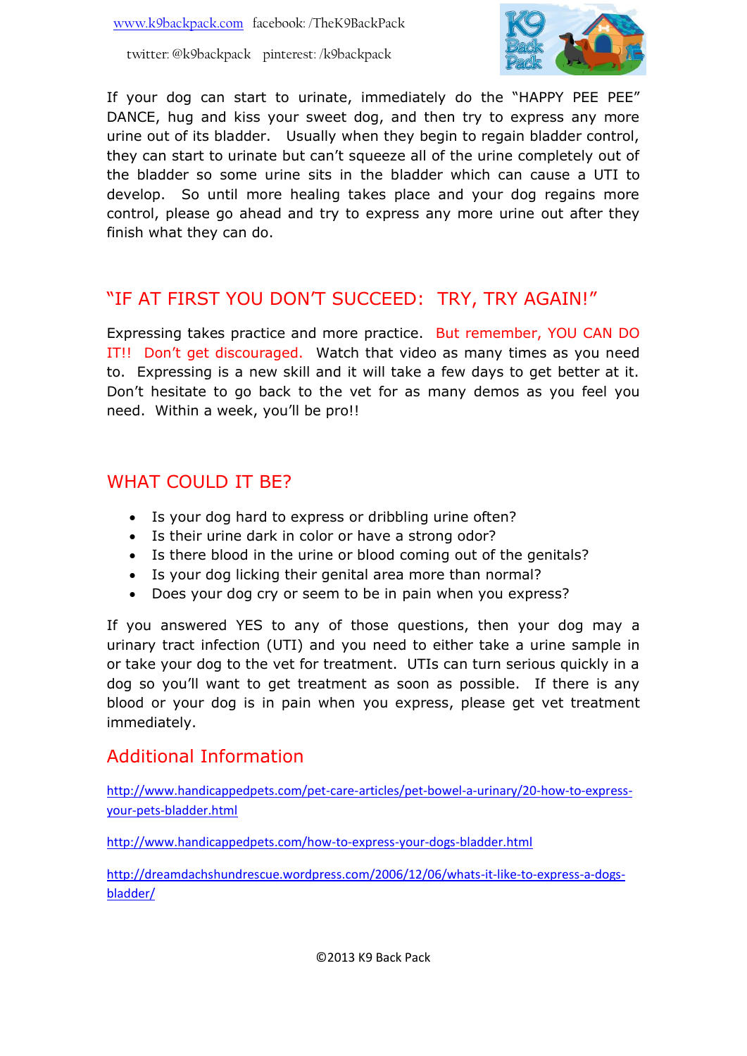If your dog can start to urinate, immediately do the "HAPPY PEE PEE" DANCE, hug and kiss your sweet dog, and then try to express any more urine out of its bladder. Usually when they begin to regain bladder control, they can start to urinate but can't squeeze all of the urine completely out of the bladder so some urine sits in the bladder which can cause a UTI to develop. So until more healing takes place and your dog regains more control, please go ahead and try to express any more urine out after they finish what they can do.

## "IF AT FIRST YOU DON'T SUCCEED: TRY, TRY AGAIN!"

Expressing takes practice and more practice. But remember, YOU CAN DO IT!! Don't get discouraged. Watch that video as many times as you need to. Expressing is a new skill and it will take a few days to get better at it. Don't hesitate to go back to the vet for as many demos as you feel you need. Within a week, you'll be pro!!

## WHAT COULD IT BE?

- Is your dog hard to express or dribbling urine often?
- Is their urine dark in color or have a strong odor?
- Is there blood in the urine or blood coming out of the genitals?
- Is your dog licking their genital area more than normal?
- Does your dog cry or seem to be in pain when you express?

If you answered YES to any of those questions, then your dog may a urinary tract infection (UTI) and you need to either take a urine sample in or take your dog to the vet for treatment. UTIs can turn serious quickly in a dog so you'll want to get treatment as soon as possible. If there is any blood or your dog is in pain when you express, please get vet treatment immediately.

## Additional Information

http://www.handicappedpets.com/pet-care-articles/pet-bowel-a-urinary/20-how-to-express-your-pets-bladder.html

http://www.handicappedpets.com/how-to-express-your-dogs-bladder.html

http://dreamdachshundrescue.wordpress.com/2006/12/06/whats-it-like-to-express-a-dogs-bladder/

©2013 K9 Back Pack